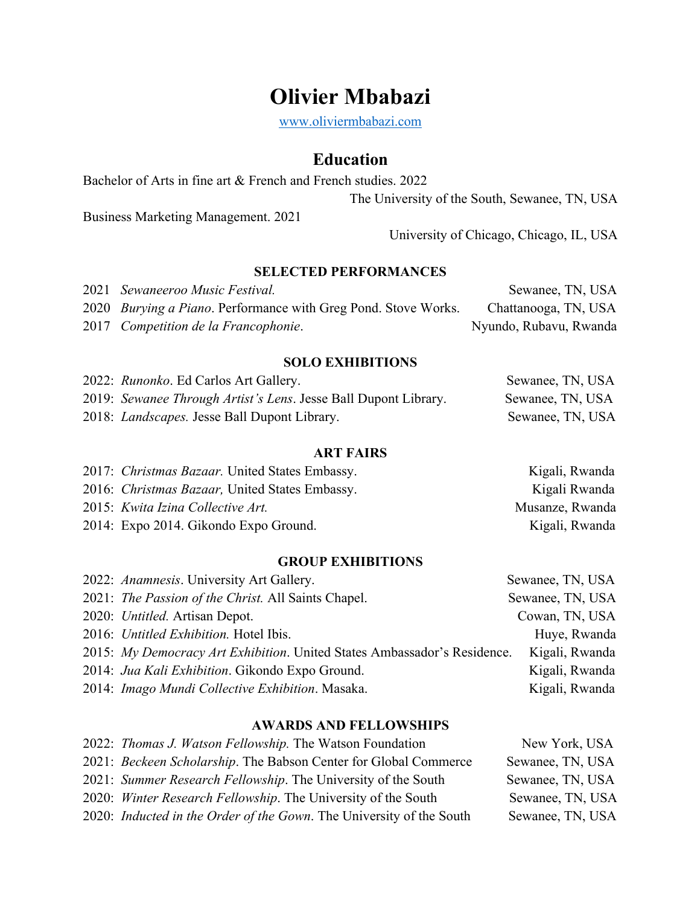# Olivier Mbabazi

www.oliviermbabazi.com

## Education

Bachelor of Arts in fine art & French and French studies. 2022
The University of the South, Sewanee, TN, USA

Business Marketing Management. 2021
University of Chicago, Chicago, IL, USA

### SELECTED PERFORMANCES

2021 *Sewaneeroo Music Festival.* Sewanee, TN, USA
2020 *Burying a Piano*. Performance with Greg Pond. Stove Works. Chattanooga, TN, USA
2017 *Competition de la Francophonie*. Nyundo, Rubavu, Rwanda

### SOLO EXHIBITIONS

2022: *Runonko*. Ed Carlos Art Gallery. Sewanee, TN, USA
2019: *Sewanee Through Artist's Lens*. Jesse Ball Dupont Library. Sewanee, TN, USA
2018: *Landscapes.* Jesse Ball Dupont Library. Sewanee, TN, USA

### ART FAIRS

2017: *Christmas Bazaar.* United States Embassy. Kigali, Rwanda
2016: *Christmas Bazaar,* United States Embassy. Kigali Rwanda
2015: *Kwita Izina Collective Art.* Musanze, Rwanda
2014: Expo 2014. Gikondo Expo Ground. Kigali, Rwanda

### GROUP EXHIBITIONS

2022: *Anamnesis*. University Art Gallery. Sewanee, TN, USA
2021: *The Passion of the Christ.* All Saints Chapel. Sewanee, TN, USA
2020: *Untitled.* Artisan Depot. Cowan, TN, USA
2016: *Untitled Exhibition.* Hotel Ibis. Huye, Rwanda
2015: *My Democracy Art Exhibition*. United States Ambassador's Residence. Kigali, Rwanda
2014: *Jua Kali Exhibition*. Gikondo Expo Ground. Kigali, Rwanda
2014: *Imago Mundi Collective Exhibition*. Masaka. Kigali, Rwanda

### AWARDS AND FELLOWSHIPS

2022: *Thomas J. Watson Fellowship.* The Watson Foundation New York, USA
2021: *Beckeen Scholarship*. The Babson Center for Global Commerce Sewanee, TN, USA
2021: *Summer Research Fellowship*. The University of the South Sewanee, TN, USA
2020: *Winter Research Fellowship*. The University of the South Sewanee, TN, USA
2020: *Inducted in the Order of the Gown*. The University of the South Sewanee, TN, USA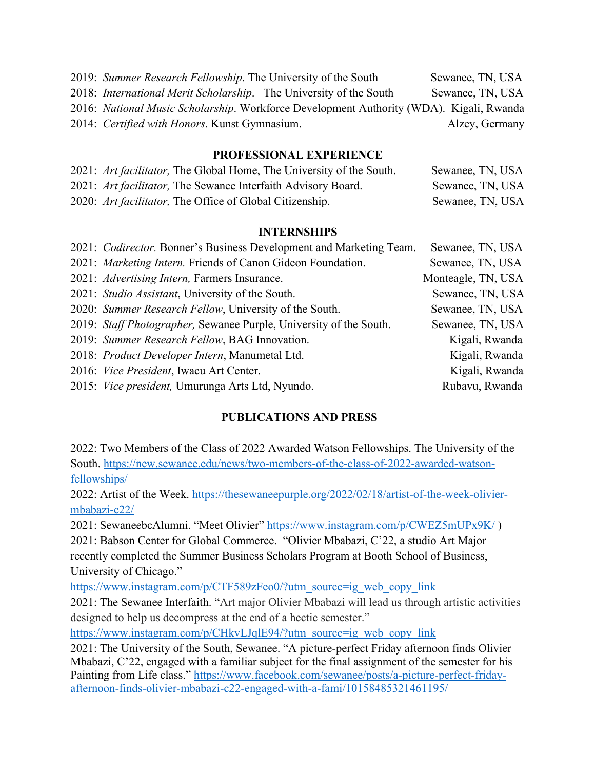2019: *Summer Research Fellowship*. The University of the South Sewanee, TN, USA
2018: *International Merit Scholarship*. The University of the South Sewanee, TN, USA
2016: *National Music Scholarship*. Workforce Development Authority (WDA). Kigali, Rwanda
2014: *Certified with Honors*. Kunst Gymnasium. Alzey, Germany

## PROFESSIONAL EXPERIENCE

2021: *Art facilitator,* The Global Home, The University of the South. Sewanee, TN, USA
2021: *Art facilitator,* The Sewanee Interfaith Advisory Board. Sewanee, TN, USA
2020: *Art facilitator,* The Office of Global Citizenship. Sewanee, TN, USA

## INTERNSHIPS

2021: *Codirector.* Bonner's Business Development and Marketing Team. Sewanee, TN, USA
2021: *Marketing Intern.* Friends of Canon Gideon Foundation. Sewanee, TN, USA
2021: *Advertising Intern,* Farmers Insurance. Monteagle, TN, USA
2021: *Studio Assistant*, University of the South. Sewanee, TN, USA
2020: *Summer Research Fellow*, University of the South. Sewanee, TN, USA
2019: *Staff Photographer,* Sewanee Purple, University of the South. Sewanee, TN, USA
2019: *Summer Research Fellow*, BAG Innovation. Kigali, Rwanda
2018: *Product Developer Intern*, Manumetal Ltd. Kigali, Rwanda
2016: *Vice President*, Iwacu Art Center. Kigali, Rwanda
2015: *Vice president,* Umurunga Arts Ltd, Nyundo. Rubavu, Rwanda

## PUBLICATIONS AND PRESS

2022: Two Members of the Class of 2022 Awarded Watson Fellowships. The University of the South. https://new.sewanee.edu/news/two-members-of-the-class-of-2022-awarded-watson-fellowships/

2022: Artist of the Week. https://thesewaneepurple.org/2022/02/18/artist-of-the-week-olivier-mbabazi-c22/

2021: SewaneebcAlumni. "Meet Olivier" https://www.instagram.com/p/CWEZ5mUPx9K/ )

2021: Babson Center for Global Commerce. "Olivier Mbabazi, C'22, a studio Art Major recently completed the Summer Business Scholars Program at Booth School of Business, University of Chicago."
https://www.instagram.com/p/CTF589zFeo0/?utm_source=ig_web_copy_link

2021: The Sewanee Interfaith. "Art major Olivier Mbabazi will lead us through artistic activities designed to help us decompress at the end of a hectic semester."
https://www.instagram.com/p/CHkvLJqlE94/?utm_source=ig_web_copy_link

2021: The University of the South, Sewanee. "A picture-perfect Friday afternoon finds Olivier Mbabazi, C'22, engaged with a familiar subject for the final assignment of the semester for his Painting from Life class." https://www.facebook.com/sewanee/posts/a-picture-perfect-friday-afternoon-finds-olivier-mbabazi-c22-engaged-with-a-fami/10158485321461195/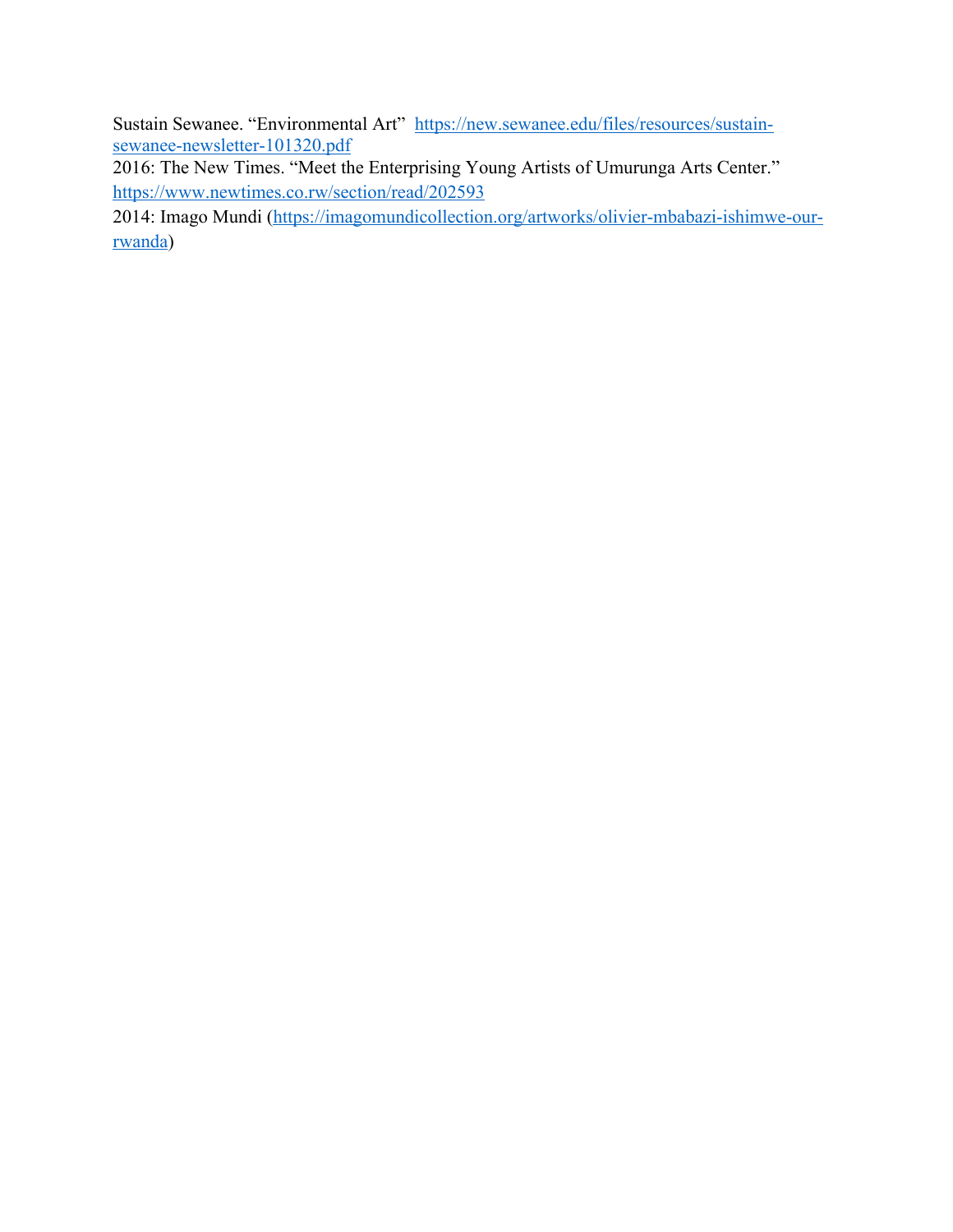Sustain Sewanee. “Environmental Art” https://new.sewanee.edu/files/resources/sustain-sewanee-newsletter-101320.pdf

2016: The New Times. “Meet the Enterprising Young Artists of Umurunga Arts Center.” https://www.newtimes.co.rw/section/read/202593

2014: Imago Mundi (https://imagomundicollection.org/artworks/olivier-mbabazi-ishimwe-our-rwanda)